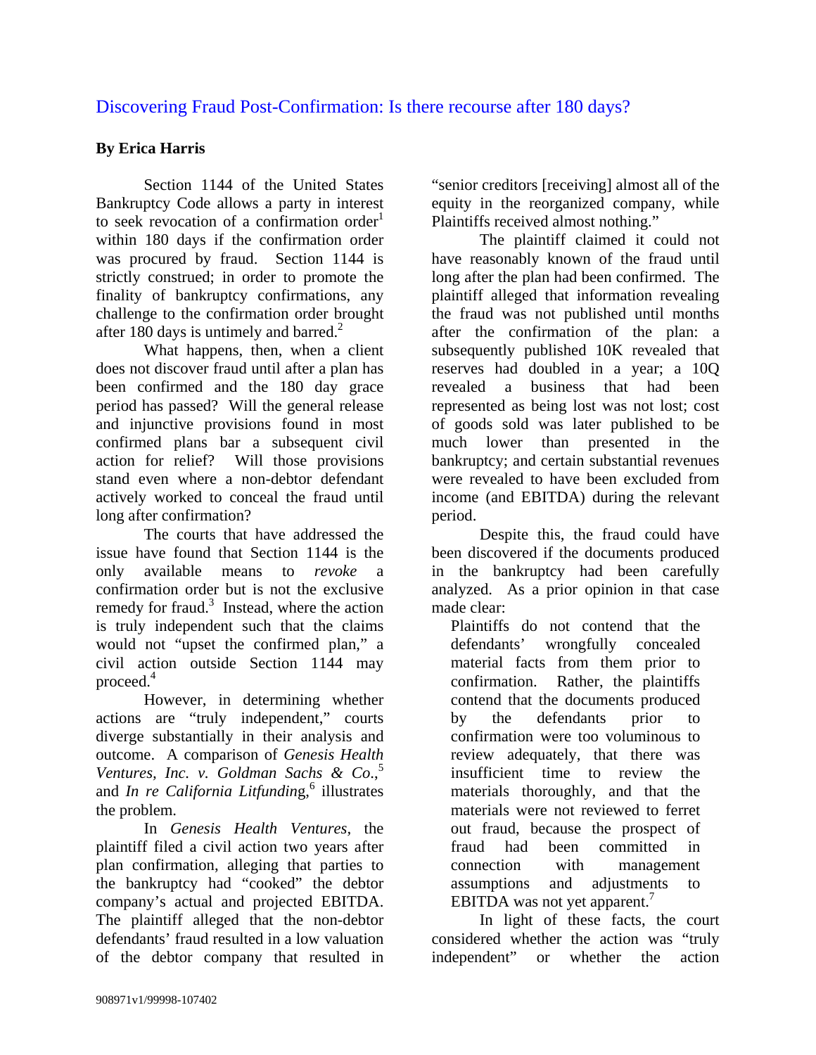# Discovering Fraud Post-Confirmation: Is there recourse after 180 days?

**By Erica Harris**

Section 1144 of the United States Bankruptcy Code allows a party in interest to seek revocation of a confirmation order[1] within 180 days if the confirmation order was procured by fraud. Section 1144 is strictly construed; in order to promote the finality of bankruptcy confirmations, any challenge to the confirmation order brought after 180 days is untimely and barred.[2]

What happens, then, when a client does not discover fraud until after a plan has been confirmed and the 180 day grace period has passed? Will the general release and injunctive provisions found in most confirmed plans bar a subsequent civil action for relief? Will those provisions stand even where a non-debtor defendant actively worked to conceal the fraud until long after confirmation?

The courts that have addressed the issue have found that Section 1144 is the only available means to *revoke* a confirmation order but is not the exclusive remedy for fraud.[3] Instead, where the action is truly independent such that the claims would not "upset the confirmed plan," a civil action outside Section 1144 may proceed.[4]

However, in determining whether actions are "truly independent," courts diverge substantially in their analysis and outcome. A comparison of *Genesis Health Ventures, Inc. v. Goldman Sachs & Co.*,[5] and *In re California Litfunding*,[6] illustrates the problem.

In *Genesis Health Ventures*, the plaintiff filed a civil action two years after plan confirmation, alleging that parties to the bankruptcy had "cooked" the debtor company's actual and projected EBITDA. The plaintiff alleged that the non-debtor defendants' fraud resulted in a low valuation of the debtor company that resulted in "senior creditors [receiving] almost all of the equity in the reorganized company, while Plaintiffs received almost nothing."

The plaintiff claimed it could not have reasonably known of the fraud until long after the plan had been confirmed. The plaintiff alleged that information revealing the fraud was not published until months after the confirmation of the plan: a subsequently published 10K revealed that reserves had doubled in a year; a 10Q revealed a business that had been represented as being lost was not lost; cost of goods sold was later published to be much lower than presented in the bankruptcy; and certain substantial revenues were revealed to have been excluded from income (and EBITDA) during the relevant period.

Despite this, the fraud could have been discovered if the documents produced in the bankruptcy had been carefully analyzed. As a prior opinion in that case made clear:

> Plaintiffs do not contend that the defendants' wrongfully concealed material facts from them prior to confirmation. Rather, the plaintiffs contend that the documents produced by the defendants prior to confirmation were too voluminous to review adequately, that there was insufficient time to review the materials thoroughly, and that the materials were not reviewed to ferret out fraud, because the prospect of fraud had been committed in connection with management assumptions and adjustments to EBITDA was not yet apparent.[7]

In light of these facts, the court considered whether the action was "truly independent" or whether the action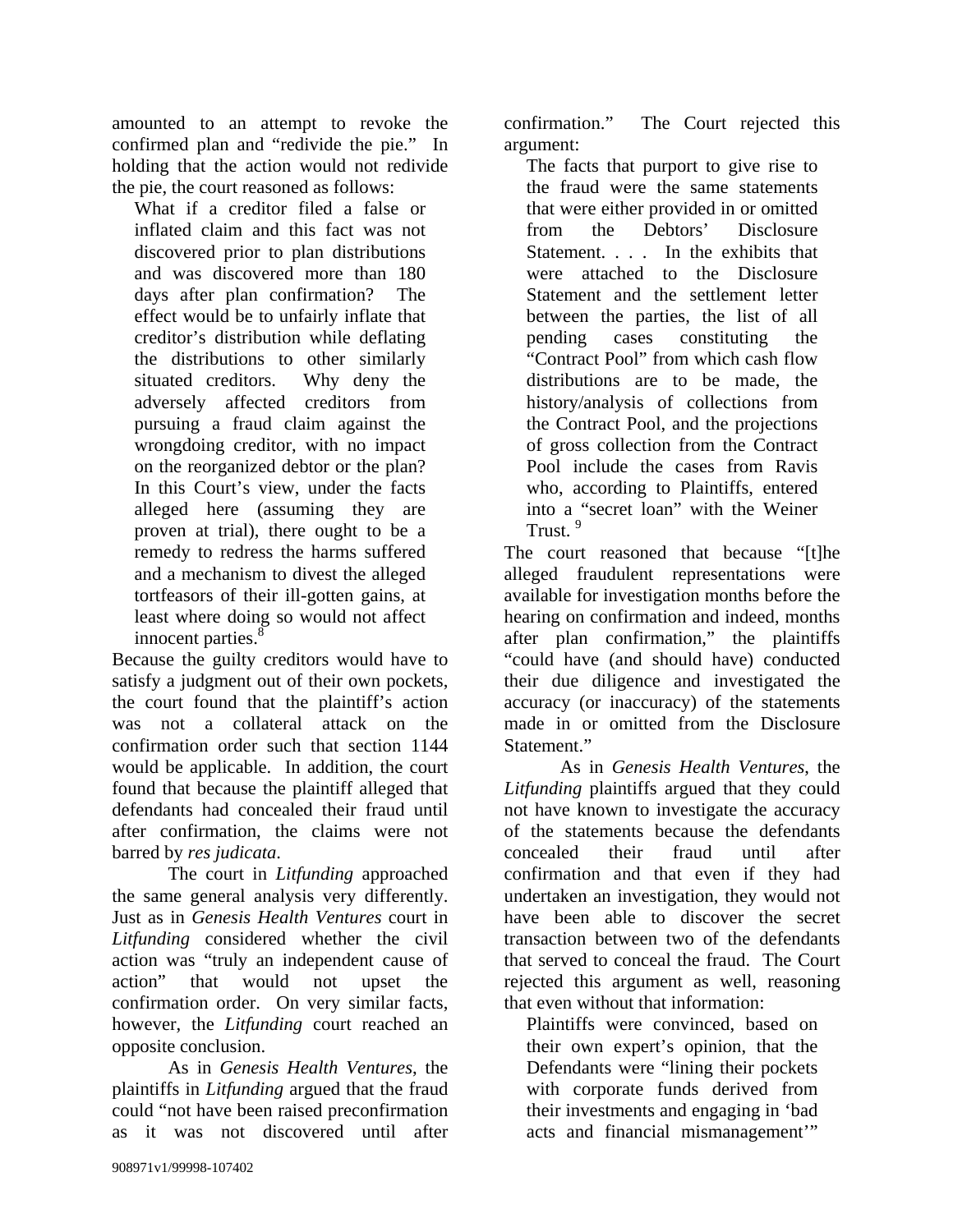amounted to an attempt to revoke the confirmed plan and "redivide the pie." In holding that the action would not redivide the pie, the court reasoned as follows:

> What if a creditor filed a false or inflated claim and this fact was not discovered prior to plan distributions and was discovered more than 180 days after plan confirmation? The effect would be to unfairly inflate that creditor's distribution while deflating the distributions to other similarly situated creditors. Why deny the adversely affected creditors from pursuing a fraud claim against the wrongdoing creditor, with no impact on the reorganized debtor or the plan? In this Court's view, under the facts alleged here (assuming they are proven at trial), there ought to be a remedy to redress the harms suffered and a mechanism to divest the alleged tortfeasors of their ill-gotten gains, at least where doing so would not affect innocent parties.[8]

Because the guilty creditors would have to satisfy a judgment out of their own pockets, the court found that the plaintiff's action was not a collateral attack on the confirmation order such that section 1144 would be applicable. In addition, the court found that because the plaintiff alleged that defendants had concealed their fraud until after confirmation, the claims were not barred by *res judicata*.

The court in *Litfunding* approached the same general analysis very differently. Just as in *Genesis Health Ventures* court in *Litfunding* considered whether the civil action was "truly an independent cause of action" that would not upset the confirmation order. On very similar facts, however, the *Litfunding* court reached an opposite conclusion.

As in *Genesis Health Ventures*, the plaintiffs in *Litfunding* argued that the fraud could "not have been raised preconfirmation as it was not discovered until after confirmation." The Court rejected this argument:

> The facts that purport to give rise to the fraud were the same statements that were either provided in or omitted from the Debtors' Disclosure Statement. . . . In the exhibits that were attached to the Disclosure Statement and the settlement letter between the parties, the list of all pending cases constituting the "Contract Pool" from which cash flow distributions are to be made, the history/analysis of collections from the Contract Pool, and the projections of gross collection from the Contract Pool include the cases from Ravis who, according to Plaintiffs, entered into a "secret loan" with the Weiner Trust.[9]

The court reasoned that because "[t]he alleged fraudulent representations were available for investigation months before the hearing on confirmation and indeed, months after plan confirmation," the plaintiffs "could have (and should have) conducted their due diligence and investigated the accuracy (or inaccuracy) of the statements made in or omitted from the Disclosure Statement."

As in *Genesis Health Ventures*, the *Litfunding* plaintiffs argued that they could not have known to investigate the accuracy of the statements because the defendants concealed their fraud until after confirmation and that even if they had undertaken an investigation, they would not have been able to discover the secret transaction between two of the defendants that served to conceal the fraud. The Court rejected this argument as well, reasoning that even without that information:

> Plaintiffs were convinced, based on their own expert's opinion, that the Defendants were "lining their pockets with corporate funds derived from their investments and engaging in 'bad acts and financial mismanagement'"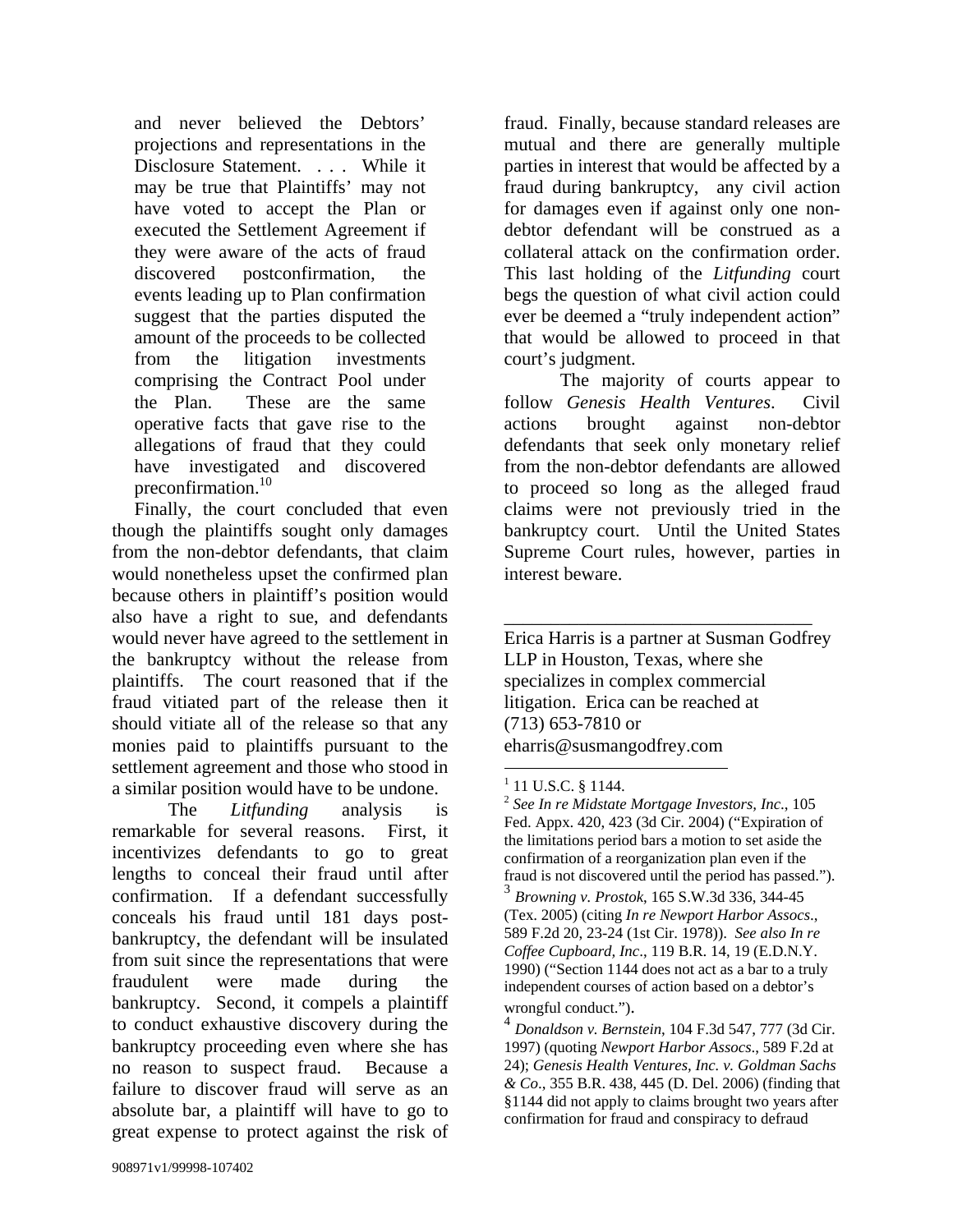> and never believed the Debtors' projections and representations in the Disclosure Statement. . . . While it may be true that Plaintiffs' may not have voted to accept the Plan or executed the Settlement Agreement if they were aware of the acts of fraud discovered postconfirmation, the events leading up to Plan confirmation suggest that the parties disputed the amount of the proceeds to be collected from the litigation investments comprising the Contract Pool under the Plan. These are the same operative facts that gave rise to the allegations of fraud that they could have investigated and discovered preconfirmation.[10]

Finally, the court concluded that even though the plaintiffs sought only damages from the non-debtor defendants, that claim would nonetheless upset the confirmed plan because others in plaintiff's position would also have a right to sue, and defendants would never have agreed to the settlement in the bankruptcy without the release from plaintiffs. The court reasoned that if the fraud vitiated part of the release then it should vitiate all of the release so that any monies paid to plaintiffs pursuant to the settlement agreement and those who stood in a similar position would have to be undone.

The *Litfunding* analysis is remarkable for several reasons. First, it incentivizes defendants to go to great lengths to conceal their fraud until after confirmation. If a defendant successfully conceals his fraud until 181 days post-bankruptcy, the defendant will be insulated from suit since the representations that were fraudulent were made during the bankruptcy. Second, it compels a plaintiff to conduct exhaustive discovery during the bankruptcy proceeding even where she has no reason to suspect fraud. Because a failure to discover fraud will serve as an absolute bar, a plaintiff will have to go to great expense to protect against the risk of fraud. Finally, because standard releases are mutual and there are generally multiple parties in interest that would be affected by a fraud during bankruptcy, any civil action for damages even if against only one non-debtor defendant will be construed as a collateral attack on the confirmation order. This last holding of the *Litfunding* court begs the question of what civil action could ever be deemed a "truly independent action" that would be allowed to proceed in that court's judgment.

The majority of courts appear to follow *Genesis Health Ventures*. Civil actions brought against non-debtor defendants that seek only monetary relief from the non-debtor defendants are allowed to proceed so long as the alleged fraud claims were not previously tried in the bankruptcy court. Until the United States Supreme Court rules, however, parties in interest beware.

---

Erica Harris is a partner at Susman Godfrey LLP in Houston, Texas, where she specializes in complex commercial litigation. Erica can be reached at (713) 653-7810 or eharris@susmangodfrey.com

---

[1] 11 U.S.C. § 1144.

[2] *See In re Midstate Mortgage Investors, Inc.*, 105 Fed. Appx. 420, 423 (3d Cir. 2004) ("Expiration of the limitations period bars a motion to set aside the confirmation of a reorganization plan even if the fraud is not discovered until the period has passed.").

[3] *Browning v. Prostok*, 165 S.W.3d 336, 344-45 (Tex. 2005) (citing *In re Newport Harbor Assocs*., 589 F.2d 20, 23-24 (1st Cir. 1978)). *See also In re Coffee Cupboard, Inc*., 119 B.R. 14, 19 (E.D.N.Y. 1990) ("Section 1144 does not act as a bar to a truly independent courses of action based on a debtor's wrongful conduct.").

[4] *Donaldson v. Bernstein*, 104 F.3d 547, 777 (3d Cir. 1997) (quoting *Newport Harbor Assocs*., 589 F.2d at 24); *Genesis Health Ventures, Inc. v. Goldman Sachs & Co*., 355 B.R. 438, 445 (D. Del. 2006) (finding that §1144 did not apply to claims brought two years after confirmation for fraud and conspiracy to defraud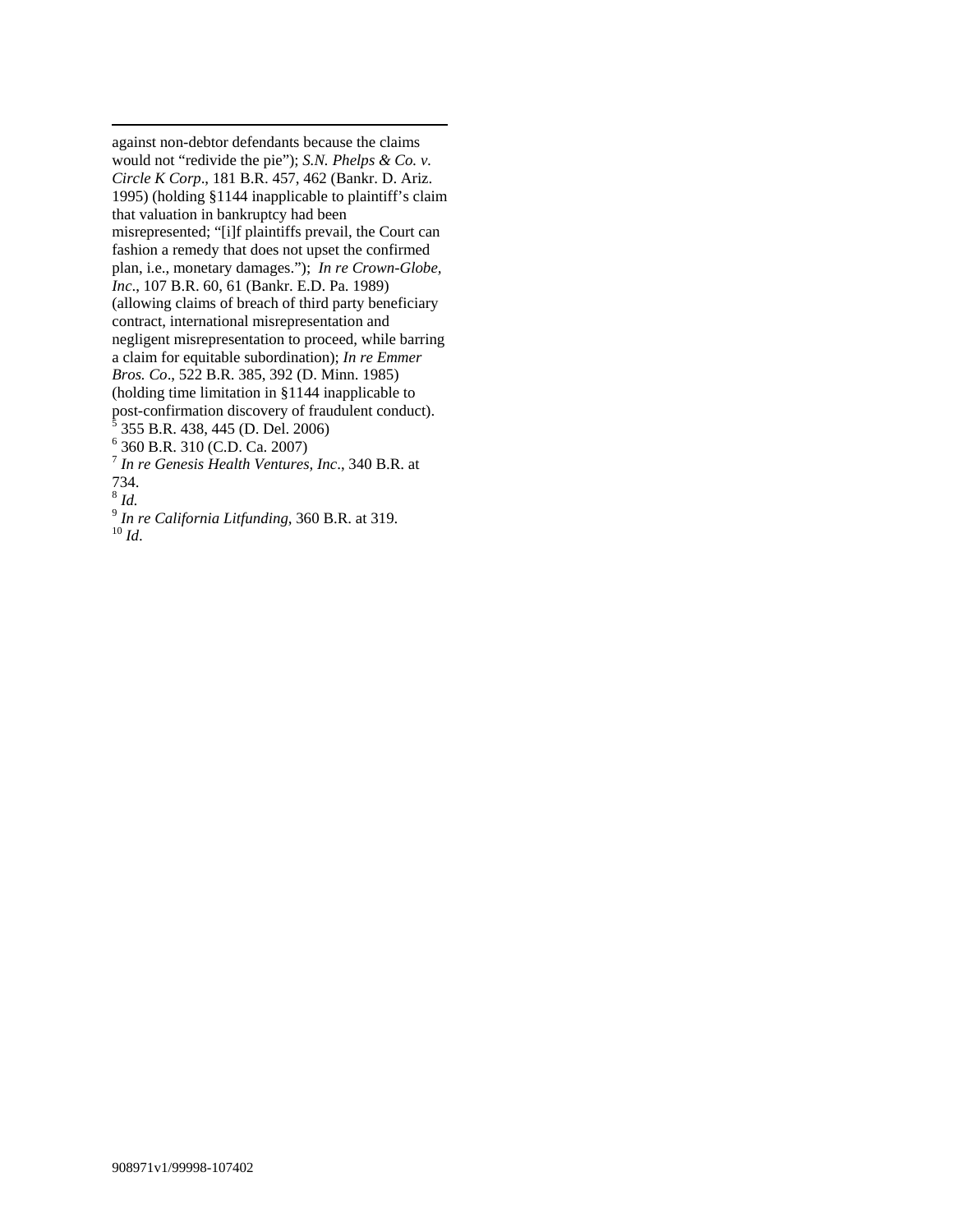against non-debtor defendants because the claims would not "redivide the pie"); *S.N. Phelps & Co. v. Circle K Corp*., 181 B.R. 457, 462 (Bankr. D. Ariz. 1995) (holding §1144 inapplicable to plaintiff's claim that valuation in bankruptcy had been misrepresented; "[i]f plaintiffs prevail, the Court can fashion a remedy that does not upset the confirmed plan, i.e., monetary damages."); *In re Crown-Globe, Inc*., 107 B.R. 60, 61 (Bankr. E.D. Pa. 1989) (allowing claims of breach of third party beneficiary contract, international misrepresentation and negligent misrepresentation to proceed, while barring a claim for equitable subordination); *In re Emmer Bros. Co*., 522 B.R. 385, 392 (D. Minn. 1985) (holding time limitation in §1144 inapplicable to post-confirmation discovery of fraudulent conduct).

[5] 355 B.R. 438, 445 (D. Del. 2006)

[6] 360 B.R. 310 (C.D. Ca. 2007)

[7] *In re Genesis Health Ventures, Inc*., 340 B.R. at 734.

[8] *Id.*

[9] *In re California Litfunding*, 360 B.R. at 319.

[10] *Id*.